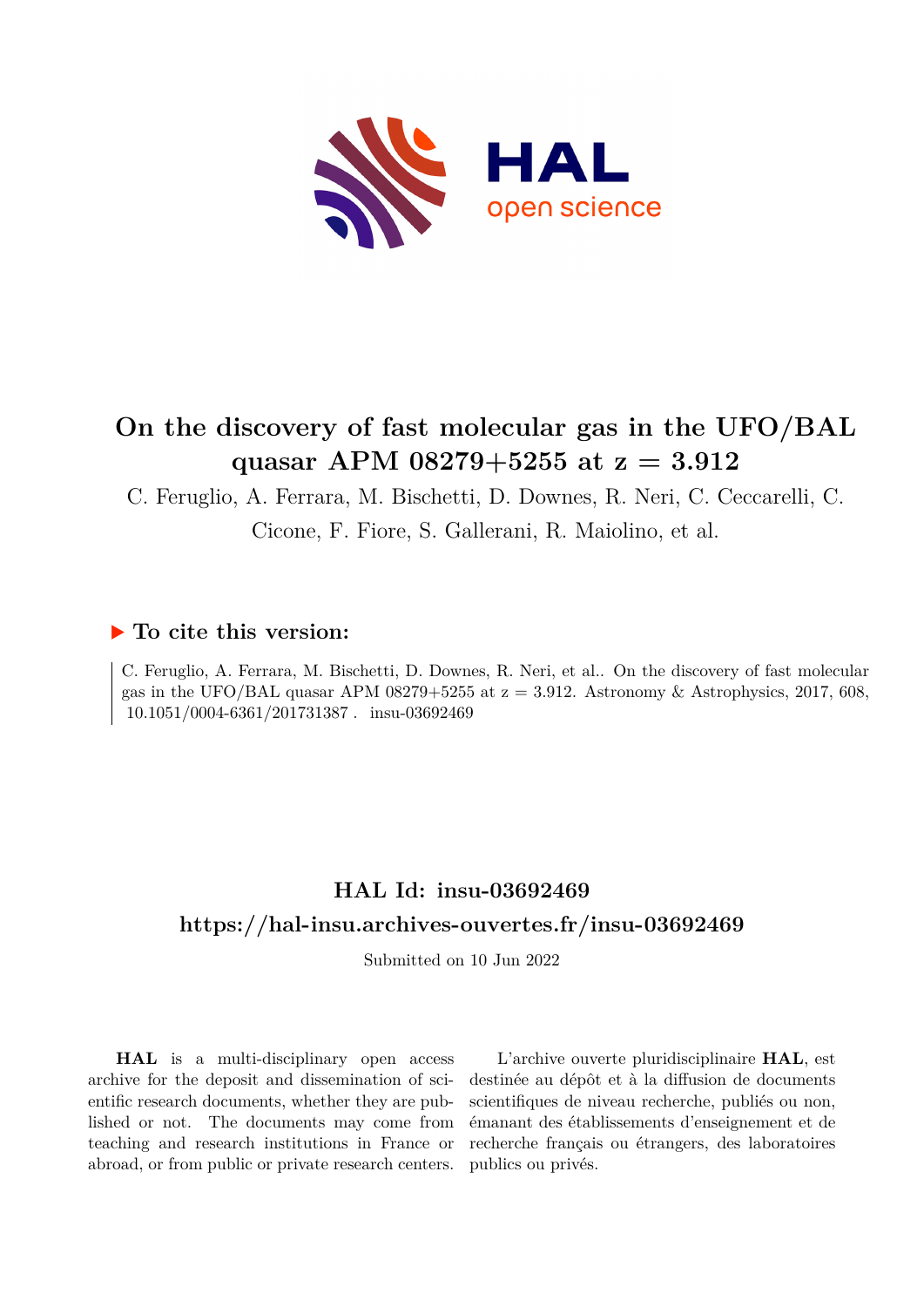# On the discovery of fast molecular gas in the UFO/BAL quasar APM 08279+5255 at z = 3.912

C. Feruglio, A. Ferrara, M. Bischetti, D. Downes, R. Neri, C. Ceccarelli, C. Cicone, F. Fiore, S. Gallerani, R. Maiolino, et al.

## ▶ To cite this version:

C. Feruglio, A. Ferrara, M. Bischetti, D. Downes, R. Neri, et al.. On the discovery of fast molecular gas in the UFO/BAL quasar APM 08279+5255 at z = 3.912. Astronomy & Astrophysics, 2017, 608, 10.1051/0004-6361/201731387 . insu-03692469

## HAL Id: insu-03692469

## https://hal-insu.archives-ouvertes.fr/insu-03692469

Submitted on 10 Jun 2022

**HAL** is a multi-disciplinary open access archive for the deposit and dissemination of scientific research documents, whether they are published or not. The documents may come from teaching and research institutions in France or abroad, or from public or private research centers.

L'archive ouverte pluridisciplinaire **HAL**, est destinée au dépôt et à la diffusion de documents scientifiques de niveau recherche, publiés ou non, émanant des établissements d'enseignement et de recherche français ou étrangers, des laboratoires publics ou privés.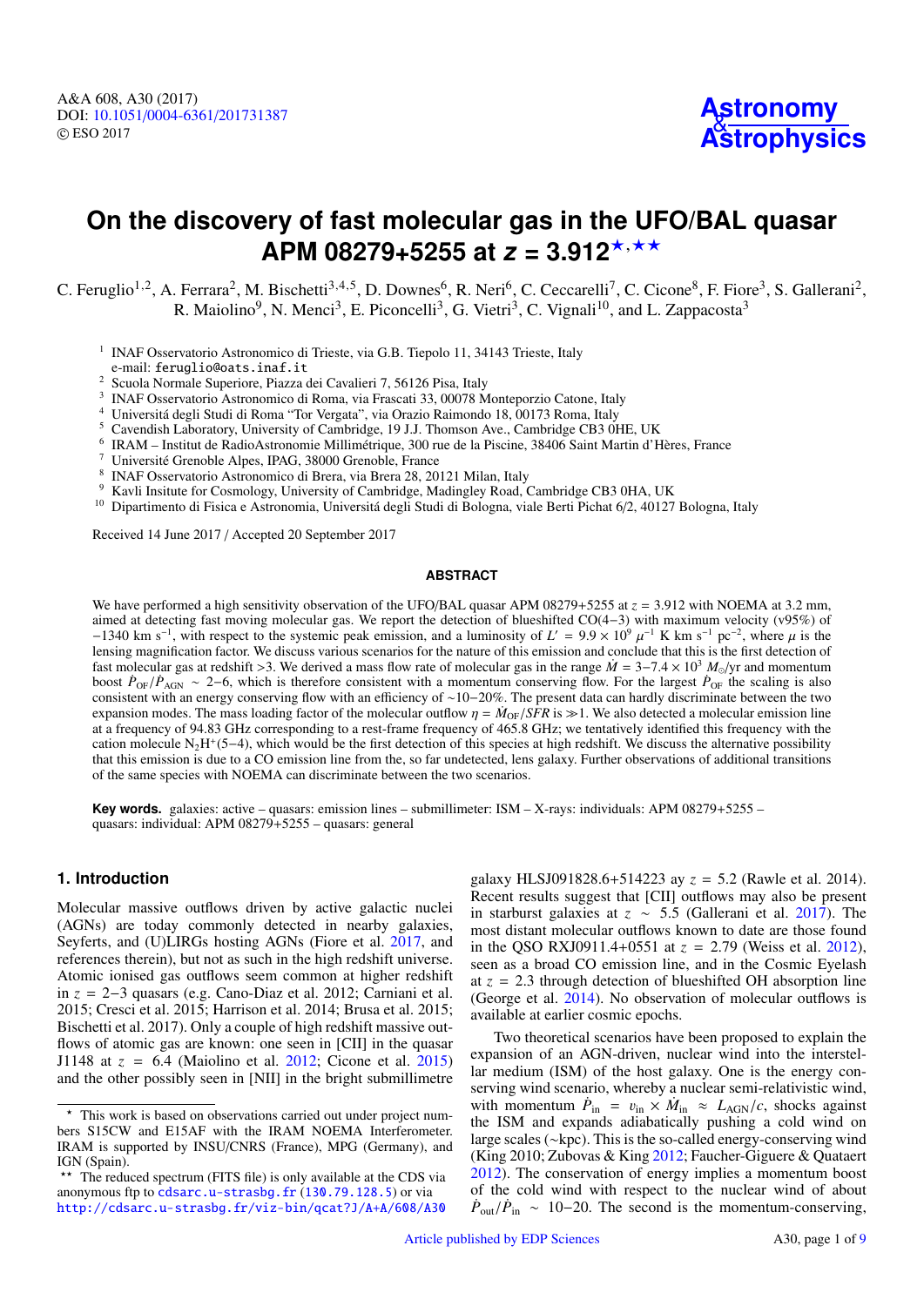# On the discovery of fast molecular gas in the UFO/BAL quasar APM 08279+5255 at $z = 3.912$[⋆,⋆⋆]

C. Feruglio[1,2], A. Ferrara[2], M. Bischetti[3,4,5], D. Downes[6], R. Neri[6], C. Ceccarelli[7], C. Cicone[8], F. Fiore[3], S. Gallerani[2], R. Maiolino[9], N. Menci[3], E. Piconcelli[3], G. Vietri[3], C. Vignali[10], and L. Zappacosta[3]

[1] INAF Osservatorio Astronomico di Trieste, via G.B. Tiepolo 11, 34143 Trieste, Italy
e-mail: feruglio@oats.inaf.it

[2] Scuola Normale Superiore, Piazza dei Cavalieri 7, 56126 Pisa, Italy

[3] INAF Osservatorio Astronomico di Roma, via Frascati 33, 00078 Monteporzio Catone, Italy

[4] Universitá degli Studi di Roma "Tor Vergata", via Orazio Raimondo 18, 00173 Roma, Italy

[5] Cavendish Laboratory, University of Cambridge, 19 J.J. Thomson Ave., Cambridge CB3 0HE, UK

[6] IRAM – Institut de RadioAstronomie Millimétrique, 300 rue de la Piscine, 38406 Saint Martin d'Hères, France

[7] Université Grenoble Alpes, IPAG, 38000 Grenoble, France

[8] INAF Osservatorio Astronomico di Brera, via Brera 28, 20121 Milan, Italy

[9] Kavli Insitute for Cosmology, University of Cambridge, Madingley Road, Cambridge CB3 0HA, UK

[10] Dipartimento di Fisica e Astronomia, Universitá degli Studi di Bologna, viale Berti Pichat 6/2, 40127 Bologna, Italy

Received 14 June 2017 / Accepted 20 September 2017

## ABSTRACT

We have performed a high sensitivity observation of the UFO/BAL quasar APM 08279+5255 at $z = 3.912$ with NOEMA at 3.2 mm, aimed at detecting fast moving molecular gas. We report the detection of blueshifted CO(4−3) with maximum velocity (v95%) of −1340 km s$^{-1}$, with respect to the systemic peak emission, and a luminosity of $L' = 9.9 \times 10^9\ \mu^{-1}$ K km s$^{-1}$ pc$^{-2}$, where $\mu$ is the lensing magnification factor. We discuss various scenarios for the nature of this emission and conclude that this is the first detection of fast molecular gas at redshift >3. We derived a mass flow rate of molecular gas in the range $\dot{M} = 3{-}7.4 \times 10^3\ M_\odot$/yr and momentum boost $\dot{P}_{\rm OF}/\dot{P}_{\rm AGN} \sim 2{-}6$, which is therefore consistent with a momentum conserving flow. For the largest $\dot{P}_{\rm OF}$ the scaling is also consistent with an energy conserving flow with an efficiency of ∼10−20%. The present data can hardly discriminate between the two expansion modes. The mass loading factor of the molecular outflow $\eta = \dot{M}_{\rm OF}/SFR$ is ≫1. We also detected a molecular emission line at a frequency of 94.83 GHz corresponding to a rest-frame frequency of 465.8 GHz; we tentatively identified this frequency with the cation molecule $N_2H^+$(5−4), which would be the first detection of this species at high redshift. We discuss the alternative possibility that this emission is due to a CO emission line from the, so far undetected, lens galaxy. Further observations of additional transitions of the same species with NOEMA can discriminate between the two scenarios.

**Key words.** galaxies: active – quasars: emission lines – submillimeter: ISM – X-rays: individuals: APM 08279+5255 – quasars: individual: APM 08279+5255 – quasars: general

## 1. Introduction

Molecular massive outflows driven by active galactic nuclei (AGNs) are today commonly detected in nearby galaxies, Seyferts, and (U)LIRGs hosting AGNs (Fiore et al. 2017, and references therein), but not as such in the high redshift universe. Atomic ionised gas outflows seem common at higher redshift in $z = 2{-}3$ quasars (e.g. Cano-Diaz et al. 2012; Carniani et al. 2015; Cresci et al. 2015; Harrison et al. 2014; Brusa et al. 2015; Bischetti et al. 2017). Only a couple of high redshift massive outflows of atomic gas are known: one seen in [CII] in the quasar J1148 at $z = 6.4$ (Maiolino et al. 2012; Cicone et al. 2015) and the other possibly seen in [NII] in the bright submillimetre galaxy HLSJ091828.6+514223 ay $z = 5.2$ (Rawle et al. 2014). Recent results suggest that [CII] outflows may also be present in starburst galaxies at $z \sim 5.5$ (Gallerani et al. 2017). The most distant molecular outflows known to date are those found in the QSO RXJ0911.4+0551 at $z = 2.79$ (Weiss et al. 2012), seen as a broad CO emission line, and in the Cosmic Eyelash at $z = 2.3$ through detection of blueshifted OH absorption line (George et al. 2014). No observation of molecular outflows is available at earlier cosmic epochs.

Two theoretical scenarios have been proposed to explain the expansion of an AGN-driven, nuclear wind into the interstellar medium (ISM) of the host galaxy. One is the energy conserving wind scenario, whereby a nuclear semi-relativistic wind, with momentum $\dot{P}_{\rm in} = v_{\rm in} \times \dot{M}_{\rm in} \approx L_{\rm AGN}/c$, shocks against the ISM and expands adiabatically pushing a cold wind on large scales (∼kpc). This is the so-called energy-conserving wind (King 2010; Zubovas & King 2012; Faucher-Giguere & Quataert 2012). The conservation of energy implies a momentum boost of the cold wind with respect to the nuclear wind of about $\dot{P}_{\rm out}/\dot{P}_{\rm in} \sim 10{-}20$. The second is the momentum-conserving,

---

⋆ This work is based on observations carried out under project numbers S15CW and E15AF with the IRAM NOEMA Interferometer. IRAM is supported by INSU/CNRS (France), MPG (Germany), and IGN (Spain).

⋆⋆ The reduced spectrum (FITS file) is only available at the CDS via anonymous ftp to cdsarc.u-strasbg.fr (130.79.128.5) or via http://cdsarc.u-strasbg.fr/viz-bin/qcat?J/A+A/608/A30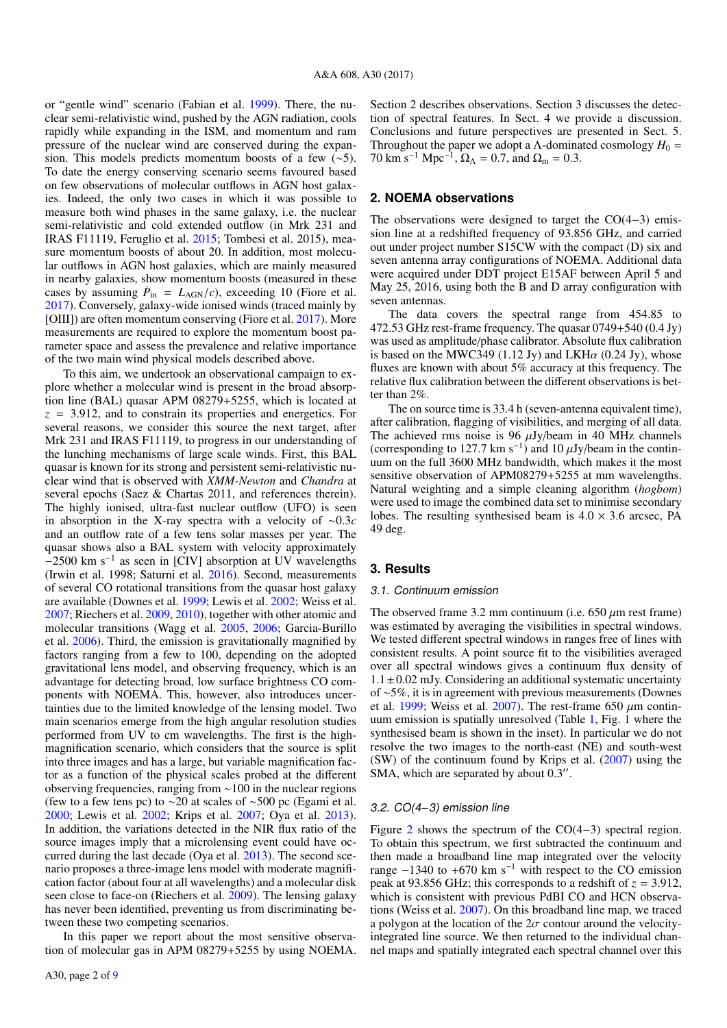or "gentle wind" scenario (Fabian et al. 1999). There, the nuclear semi-relativistic wind, pushed by the AGN radiation, cools rapidly while expanding in the ISM, and momentum and ram pressure of the nuclear wind are conserved during the expansion. This models predicts momentum boosts of a few (~5). To date the energy conserving scenario seems favoured based on few observations of molecular outflows in AGN host galaxies. Indeed, the only two cases in which it was possible to measure both wind phases in the same galaxy, i.e. the nuclear semi-relativistic and cold extended outflow (in Mrk 231 and IRAS F11119, Feruglio et al. 2015; Tombesi et al. 2015), measure momentum boosts of about 20. In addition, most molecular outflows in AGN host galaxies, which are mainly measured in nearby galaxies, show momentum boosts (measured in these cases by assuming $\dot{P}_{\rm in} = L_{\rm AGN}/c$), exceeding 10 (Fiore et al. 2017). Conversely, galaxy-wide ionised winds (traced mainly by [OIII]) are often momentum conserving (Fiore et al. 2017). More measurements are required to explore the momentum boost parameter space and assess the prevalence and relative importance of the two main wind physical models described above.

To this aim, we undertook an observational campaign to explore whether a molecular wind is present in the broad absorption line (BAL) quasar APM 08279+5255, which is located at $z = 3.912$, and to constrain its properties and energetics. For several reasons, we consider this source the next target, after Mrk 231 and IRAS F11119, to progress in our understanding of the lunching mechanisms of large scale winds. First, this BAL quasar is known for its strong and persistent semi-relativistic nuclear wind that is observed with *XMM-Newton* and *Chandra* at several epochs (Saez & Chartas 2011, and references therein). The highly ionised, ultra-fast nuclear outflow (UFO) is seen in absorption in the X-ray spectra with a velocity of ~$0.3c$ and an outflow rate of a few tens solar masses per year. The quasar shows also a BAL system with velocity approximately $-2500$ km s$^{-1}$ as seen in [CIV] absorption at UV wavelengths (Irwin et al. 1998; Saturni et al. 2016). Second, measurements of several CO rotational transitions from the quasar host galaxy are available (Downes et al. 1999; Lewis et al. 2002; Weiss et al. 2007; Riechers et al. 2009, 2010), together with other atomic and molecular transitions (Wagg et al. 2005, 2006; Garcia-Burillo et al. 2006). Third, the emission is gravitationally magnified by factors ranging from a few to 100, depending on the adopted gravitational lens model, and observing frequency, which is an advantage for detecting broad, low surface brightness CO components with NOEMA. This, however, also introduces uncertainties due to the limited knowledge of the lensing model. Two main scenarios emerge from the high angular resolution studies performed from UV to cm wavelengths. The first is the high-magnification scenario, which considers that the source is split into three images and has a large, but variable magnification factor as a function of the physical scales probed at the different observing frequencies, ranging from ~100 in the nuclear regions (few to a few tens pc) to ~20 at scales of ~500 pc (Egami et al. 2000; Lewis et al. 2002; Krips et al. 2007; Oya et al. 2013). In addition, the variations detected in the NIR flux ratio of the source images imply that a microlensing event could have occurred during the last decade (Oya et al. 2013). The second scenario proposes a three-image lens model with moderate magnification factor (about four at all wavelengths) and a molecular disk seen close to face-on (Riechers et al. 2009). The lensing galaxy has never been identified, preventing us from discriminating between these two competing scenarios.

In this paper we report about the most sensitive observation of molecular gas in APM 08279+5255 by using NOEMA. Section 2 describes observations. Section 3 discusses the detection of spectral features. In Sect. 4 we provide a discussion. Conclusions and future perspectives are presented in Sect. 5. Throughout the paper we adopt a Λ-dominated cosmology $H_0 = 70$ km s$^{-1}$ Mpc$^{-1}$, $\Omega_\Lambda = 0.7$, and $\Omega_{\rm m} = 0.3$.

## 2. NOEMA observations

The observations were designed to target the CO(4−3) emission line at a redshifted frequency of 93.856 GHz, and carried out under project number S15CW with the compact (D) six and seven antenna array configurations of NOEMA. Additional data were acquired under DDT project E15AF between April 5 and May 25, 2016, using both the B and D array configuration with seven antennas.

The data covers the spectral range from 454.85 to 472.53 GHz rest-frame frequency. The quasar 0749+540 (0.4 Jy) was used as amplitude/phase calibrator. Absolute flux calibration is based on the MWC349 (1.12 Jy) and LKH$\alpha$ (0.24 Jy), whose fluxes are known with about 5% accuracy at this frequency. The relative flux calibration between the different observations is better than 2%.

The on source time is 33.4 h (seven-antenna equivalent time), after calibration, flagging of visibilities, and merging of all data. The achieved rms noise is 96 $\mu$Jy/beam in 40 MHz channels (corresponding to 127.7 km s$^{-1}$) and 10 $\mu$Jy/beam in the continuum on the full 3600 MHz bandwidth, which makes it the most sensitive observation of APM08279+5255 at mm wavelengths. Natural weighting and a simple cleaning algorithm (*hogbom*) were used to image the combined data set to minimise secondary lobes. The resulting synthesised beam is 4.0 × 3.6 arcsec, PA 49 deg.

## 3. Results

### 3.1. Continuum emission

The observed frame 3.2 mm continuum (i.e. 650 $\mu$m rest frame) was estimated by averaging the visibilities in spectral windows. We tested different spectral windows in ranges free of lines with consistent results. A point source fit to the visibilities averaged over all spectral windows gives a continuum flux density of $1.1 \pm 0.02$ mJy. Considering an additional systematic uncertainty of ~5%, it is in agreement with previous measurements (Downes et al. 1999; Weiss et al. 2007). The rest-frame 650 $\mu$m continuum emission is spatially unresolved (Table 1, Fig. 1 where the synthesised beam is shown in the inset). In particular we do not resolve the two images to the north-east (NE) and south-west (SW) of the continuum found by Krips et al. (2007) using the SMA, which are separated by about 0.3″.

### 3.2. CO(4−3) emission line

Figure 2 shows the spectrum of the CO(4−3) spectral region. To obtain this spectrum, we first subtracted the continuum and then made a broadband line map integrated over the velocity range $-1340$ to $+670$ km s$^{-1}$ with respect to the CO emission peak at 93.856 GHz; this corresponds to a redshift of $z = 3.912$, which is consistent with previous PdBI CO and HCN observations (Weiss et al. 2007). On this broadband line map, we traced a polygon at the location of the 2$\sigma$ contour around the velocity-integrated line source. We then returned to the individual channel maps and spatially integrated each spectral channel over this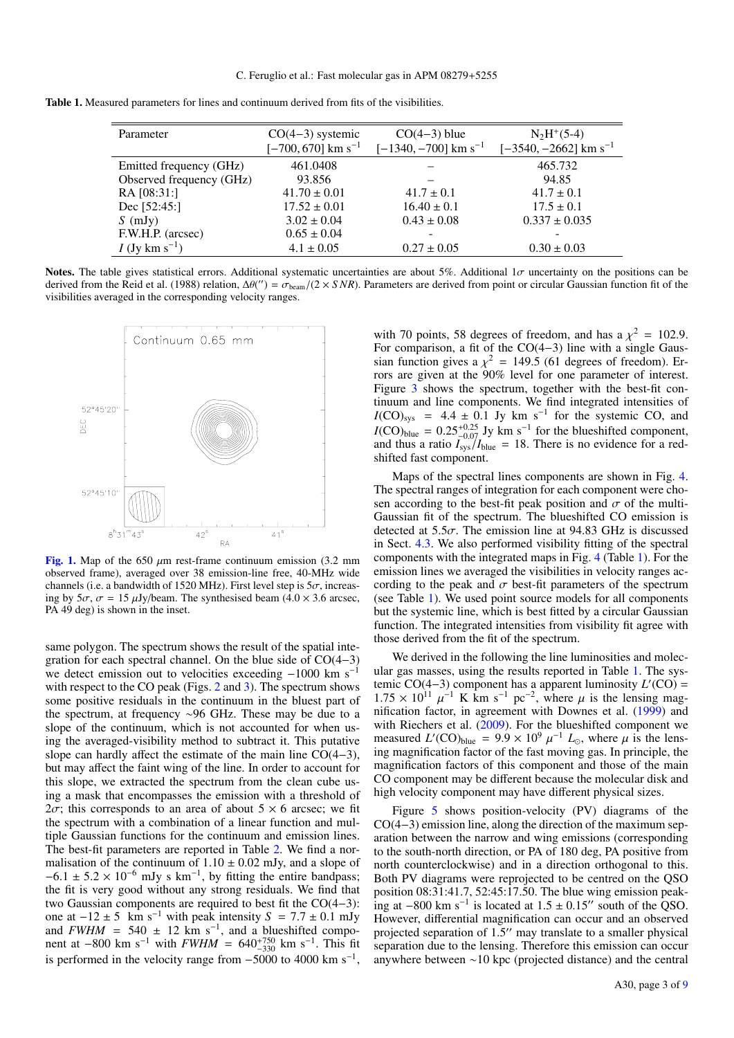**Table 1.** Measured parameters for lines and continuum derived from fits of the visibilities.

| Parameter | CO(4−3) systemic [−700, 670] km s$^{-1}$ | CO(4−3) blue [−1340, −700] km s$^{-1}$ | $N_2H^+$(5-4) [−3540, −2662] km s$^{-1}$ |
|---|---|---|---|
| Emitted frequency (GHz) | 461.0408 | – | 465.732 |
| Observed frequency (GHz) | 93.856 | – | 94.85 |
| RA [08:31:] | 41.70 ± 0.01 | 41.7 ± 0.1 | 41.7 ± 0.1 |
| Dec [52:45:] | 17.52 ± 0.01 | 16.40 ± 0.1 | 17.5 ± 0.1 |
| $S$ (mJy) | 3.02 ± 0.04 | 0.43 ± 0.08 | 0.337 ± 0.035 |
| F.W.H.P. (arcsec) | 0.65 ± 0.04 | - | - |
| $I$ (Jy km s$^{-1}$) | 4.1 ± 0.05 | 0.27 ± 0.05 | 0.30 ± 0.03 |

**Notes.** The table gives statistical errors. Additional systematic uncertainties are about 5%. Additional 1$\sigma$ uncertainty on the positions can be derived from the Reid et al. (1988) relation, $\Delta\theta('') = \sigma_{\rm beam}/(2 \times SNR)$. Parameters are derived from point or circular Gaussian function fit of the visibilities averaged in the corresponding velocity ranges.

**Fig. 1.** Map of the 650 $\mu$m rest-frame continuum emission (3.2 mm observed frame), averaged over 38 emission-line free, 40-MHz wide channels (i.e. a bandwidth of 1520 MHz). First level step is 5$\sigma$, increasing by 5$\sigma$, $\sigma$ = 15 $\mu$Jy/beam. The synthesised beam (4.0 × 3.6 arcsec, PA 49 deg) is shown in the inset.

same polygon. The spectrum shows the result of the spatial integration for each spectral channel. On the blue side of CO(4−3) we detect emission out to velocities exceeding −1000 km s$^{-1}$ with respect to the CO peak (Figs. 2 and 3). The spectrum shows some positive residuals in the continuum in the bluest part of the spectrum, at frequency ∼96 GHz. These may be due to a slope of the continuum, which is not accounted for when using the averaged-visibility method to subtract it. This putative slope can hardly affect the estimate of the main line CO(4−3), but may affect the faint wing of the line. In order to account for this slope, we extracted the spectrum from the clean cube using a mask that encompasses the emission with a threshold of 2$\sigma$; this corresponds to an area of about 5 × 6 arcsec; we fit the spectrum with a combination of a linear function and multiple Gaussian functions for the continuum and emission lines. The best-fit parameters are reported in Table 2. We find a normalisation of the continuum of 1.10 ± 0.02 mJy, and a slope of −6.1 ± 5.2 × 10$^{-6}$ mJy s km$^{-1}$, by fitting the entire bandpass; the fit is very good without any strong residuals. We find that two Gaussian components are required to best fit the CO(4−3): one at −12 ± 5 km s$^{-1}$ with peak intensity $S$ = 7.7 ± 0.1 mJy and $FWHM$ = 540 ± 12 km s$^{-1}$, and a blueshifted component at −800 km s$^{-1}$ with $FWHM$ = $640^{+750}_{-330}$ km s$^{-1}$. This fit is performed in the velocity range from −5000 to 4000 km s$^{-1}$, with 70 points, 58 degrees of freedom, and has a $\chi^2$ = 102.9. For comparison, a fit of the CO(4−3) line with a single Gaussian function gives a $\chi^2$ = 149.5 (61 degrees of freedom). Errors are given at the 90% level for one parameter of interest. Figure 3 shows the spectrum, together with the best-fit continuum and line components. We find integrated intensities of $I$(CO)$_{\rm sys}$ = 4.4 ± 0.1 Jy km s$^{-1}$ for the systemic CO, and $I$(CO)$_{\rm blue}$ = $0.25^{+0.25}_{-0.07}$ Jy km s$^{-1}$ for the blueshifted component, and thus a ratio $I_{\rm sys}/I_{\rm blue}$ = 18. There is no evidence for a redshifted fast component.

Maps of the spectral lines components are shown in Fig. 4. The spectral ranges of integration for each component were chosen according to the best-fit peak position and $\sigma$ of the multi-Gaussian fit of the spectrum. The blueshifted CO emission is detected at 5.5$\sigma$. The emission line at 94.83 GHz is discussed in Sect. 4.3. We also performed visibility fitting of the spectral components with the integrated maps in Fig. 4 (Table 1). For the emission lines we averaged the visibilities in velocity ranges according to the peak and $\sigma$ fit parameters of the spectrum (see Table 1). We used point source models for all components but the systemic line, which is best fitted by a circular Gaussian function. The integrated intensities from visibility fit agree with those derived from the fit of the spectrum.

We derived in the following the line luminosities and molecular gas masses, using the results reported in Table 1. The systemic CO(4−3) component has a apparent luminosity $L'$(CO) = 1.75 × 10$^{11}$ $\mu^{-1}$ K km s$^{-1}$ pc$^{-2}$, where $\mu$ is the lensing magnification factor, in agreement with Downes et al. (1999) and with Riechers et al. (2009). For the blueshifted component we measured $L'$(CO)$_{\rm blue}$ = 9.9 × 10$^9$ $\mu^{-1}$ $L_\odot$, where $\mu$ is the lensing magnification factor of the fast moving gas. In principle, the magnification factors of this component and those of the main CO component may be different because the molecular disk and high velocity component may have different physical sizes.

Figure 5 shows position-velocity (PV) diagrams of the CO(4−3) emission line, along the direction of the maximum separation between the narrow and wing emissions (corresponding to the south-north direction, or PA of 180 deg, PA positive from north counterclockwise) and in a direction orthogonal to this. Both PV diagrams were reprojected to be centred on the QSO position 08:31:41.7, 52:45:17.50. The blue wing emission peaking at −800 km s$^{-1}$ is located at 1.5 ± 0.15$''$ south of the QSO. However, differential magnification can occur and an observed projected separation of 1.5$''$ may translate to a smaller physical separation due to the lensing. Therefore this emission can occur anywhere between ∼10 kpc (projected distance) and the central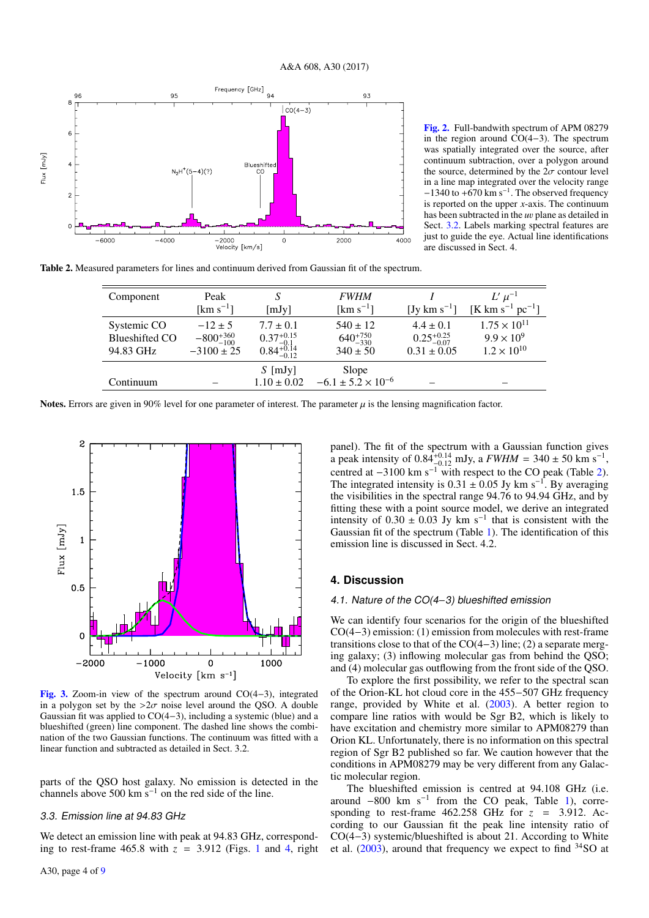Fig. 2. Full-bandwith spectrum of APM 08279 in the region around CO(4−3). The spectrum was spatially integrated over the source, after continuum subtraction, over a polygon around the source, determined by the $2\sigma$ contour level in a line map integrated over the velocity range −1340 to +670 km s$^{-1}$. The observed frequency is reported on the upper $x$-axis. The continuum has been subtracted in the $uv$ plane as detailed in Sect. 3.2. Labels marking spectral features are just to guide the eye. Actual line identifications are discussed in Sect. 4.

**Table 2.** Measured parameters for lines and continuum derived from Gaussian fit of the spectrum.

| Component | Peak [km s$^{-1}$] | $S$ [mJy] | $FWHM$ [km s$^{-1}$] | $I$ [Jy km s$^{-1}$] | $L'\ \mu^{-1}$ [K km s$^{-1}$ pc$^{-1}$] |
|---|---|---|---|---|---|
| Systemic CO | $-12 \pm 5$ | $7.7 \pm 0.1$ | $540 \pm 12$ | $4.4 \pm 0.1$ | $1.75 \times 10^{11}$ |
| Blueshifted CO | $-800^{+360}_{-100}$ | $0.37^{+0.15}_{-0.1}$ | $640^{+750}_{-330}$ | $0.25^{+0.25}_{-0.07}$ | $9.9 \times 10^{9}$ |
| 94.83 GHz | $-3100 \pm 25$ | $0.84^{+0.14}_{-0.12}$ | $340 \pm 50$ | $0.31 \pm 0.05$ | $1.2 \times 10^{10}$ |
| | | $S$ [mJy] | Slope | | |
| Continuum | – | $1.10 \pm 0.02$ | $-6.1 \pm 5.2 \times 10^{-6}$ | – | – |

**Notes.** Errors are given in 90% level for one parameter of interest. The parameter $\mu$ is the lensing magnification factor.

Fig. 3. Zoom-in view of the spectrum around CO(4−3), integrated in a polygon set by the $>2\sigma$ noise level around the QSO. A double Gaussian fit was applied to CO(4−3), including a systemic (blue) and a blueshifted (green) line component. The dashed line shows the combination of the two Gaussian functions. The continuum was fitted with a linear function and subtracted as detailed in Sect. 3.2.

parts of the QSO host galaxy. No emission is detected in the channels above 500 km s$^{-1}$ on the red side of the line.

### 3.3. Emission line at 94.83 GHz

We detect an emission line with peak at 94.83 GHz, corresponding to rest-frame 465.8 with $z = 3.912$ (Figs. 1 and 4, right panel). The fit of the spectrum with a Gaussian function gives a peak intensity of $0.84^{+0.14}_{-0.12}$ mJy, a $FWHM = 340 \pm 50$ km s$^{-1}$, centred at −3100 km s$^{-1}$ with respect to the CO peak (Table 2). The integrated intensity is $0.31 \pm 0.05$ Jy km s$^{-1}$. By averaging the visibilities in the spectral range 94.76 to 94.94 GHz, and by fitting these with a point source model, we derive an integrated intensity of $0.30 \pm 0.03$ Jy km s$^{-1}$ that is consistent with the Gaussian fit of the spectrum (Table 1). The identification of this emission line is discussed in Sect. 4.2.

## 4. Discussion

### 4.1. Nature of the CO(4–3) blueshifted emission

We can identify four scenarios for the origin of the blueshifted CO(4−3) emission: (1) emission from molecules with rest-frame transitions close to that of the CO(4−3) line; (2) a separate merging galaxy; (3) inflowing molecular gas from behind the QSO; and (4) molecular gas outflowing from the front side of the QSO.

To explore the first possibility, we refer to the spectral scan of the Orion-KL hot cloud core in the 455−507 GHz frequency range, provided by White et al. (2003). A better region to compare line ratios with would be Sgr B2, which is likely to have excitation and chemistry more similar to APM08279 than Orion KL. Unfortunately, there is no information on this spectral region of Sgr B2 published so far. We caution however that the conditions in APM08279 may be very different from any Galactic molecular region.

The blueshifted emission is centred at 94.108 GHz (i.e. around −800 km s$^{-1}$ from the CO peak, Table 1), corresponding to rest-frame 462.258 GHz for $z = 3.912$. According to our Gaussian fit the peak line intensity ratio of CO(4−3) systemic/blueshifted is about 21. According to White et al. (2003), around that frequency we expect to find $^{34}$SO at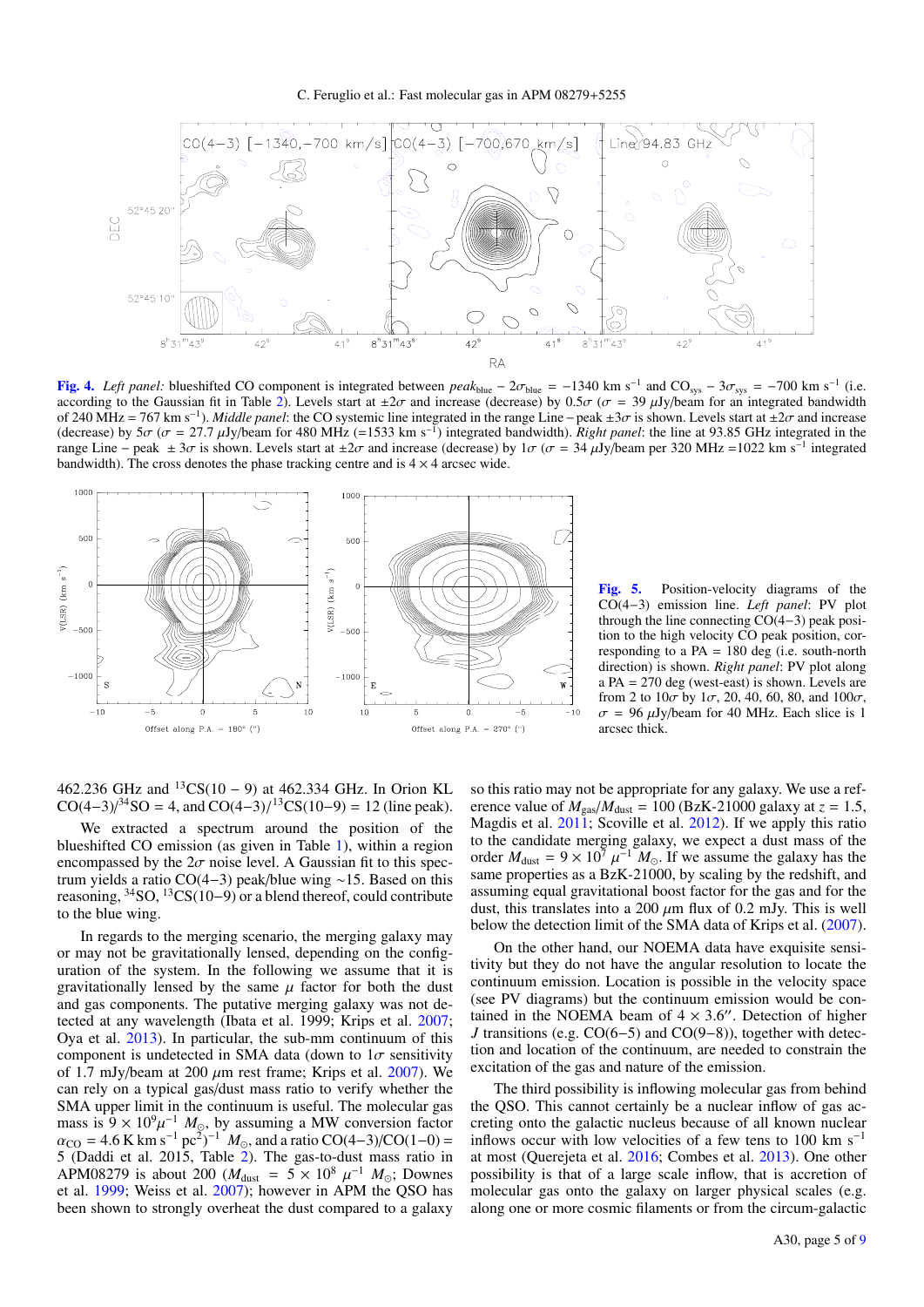**Fig. 4.** *Left panel:* blueshifted CO component is integrated between $peak_{\rm blue} - 2\sigma_{\rm blue} = -1340$ km s$^{-1}$ and $\rm CO_{sys} - 3\sigma_{sys} = -700$ km s$^{-1}$ (i.e. according to the Gaussian fit in Table 2). Levels start at $\pm 2\sigma$ and increase (decrease) by $0.5\sigma$ ($\sigma = 39$ $\mu$Jy/beam for an integrated bandwidth of 240 MHz = 767 km s$^{-1}$). *Middle panel*: the CO systemic line integrated in the range Line − peak $\pm 3\sigma$ is shown. Levels start at $\pm 2\sigma$ and increase (decrease) by $5\sigma$ ($\sigma = 27.7$ $\mu$Jy/beam for 480 MHz (=1533 km s$^{-1}$) integrated bandwidth). *Right panel*: the line at 93.85 GHz integrated in the range Line − peak $\pm 3\sigma$ is shown. Levels start at $\pm 2\sigma$ and increase (decrease) by $1\sigma$ ($\sigma = 34$ $\mu$Jy/beam per 320 MHz =1022 km s$^{-1}$ integrated bandwidth). The cross denotes the phase tracking centre and is $4 \times 4$ arcsec wide.

**Fig. 5.** Position-velocity diagrams of the CO(4−3) emission line. *Left panel*: PV plot through the line connecting CO(4−3) peak position to the high velocity CO peak position, corresponding to a PA = 180 deg (i.e. south-north direction) is shown. *Right panel*: PV plot along a PA = 270 deg (west-east) is shown. Levels are from 2 to $10\sigma$ by $1\sigma$, 20, 40, 60, 80, and $100\sigma$, $\sigma = 96$ $\mu$Jy/beam for 40 MHz. Each slice is 1 arcsec thick.

462.236 GHz and $^{13}$CS(10 − 9) at 462.334 GHz. In Orion KL CO(4−3)/$^{34}$SO = 4, and CO(4−3)/$^{13}$CS(10−9) = 12 (line peak).

We extracted a spectrum around the position of the blueshifted CO emission (as given in Table 1), within a region encompassed by the $2\sigma$ noise level. A Gaussian fit to this spectrum yields a ratio CO(4−3) peak/blue wing ∼15. Based on this reasoning, $^{34}$SO, $^{13}$CS(10−9) or a blend thereof, could contribute to the blue wing.

In regards to the merging scenario, the merging galaxy may or may not be gravitationally lensed, depending on the configuration of the system. In the following we assume that it is gravitationally lensed by the same $\mu$ factor for both the dust and gas components. The putative merging galaxy was not detected at any wavelength (Ibata et al. 1999; Krips et al. 2007; Oya et al. 2013). In particular, the sub-mm continuum of this component is undetected in SMA data (down to $1\sigma$ sensitivity of 1.7 mJy/beam at 200 $\mu$m rest frame; Krips et al. 2007). We can rely on a typical gas/dust mass ratio to verify whether the SMA upper limit in the continuum is useful. The molecular gas mass is $9 \times 10^9 \mu^{-1}$ $M_\odot$, by assuming a MW conversion factor $\alpha_{\rm CO} = 4.6$ K km s$^{-1}$ pc$^2$)$^{-1}$ $M_\odot$, and a ratio CO(4−3)/CO(1−0) = 5 (Daddi et al. 2015, Table 2). The gas-to-dust mass ratio in APM08279 is about 200 ($M_{\rm dust} = 5 \times 10^8$ $\mu^{-1}$ $M_\odot$; Downes et al. 1999; Weiss et al. 2007); however in APM the QSO has been shown to strongly overheat the dust compared to a galaxy so this ratio may not be appropriate for any galaxy. We use a reference value of $M_{\rm gas}/M_{\rm dust} = 100$ (BzK-21000 galaxy at $z = 1.5$, Magdis et al. 2011; Scoville et al. 2012). If we apply this ratio to the candidate merging galaxy, we expect a dust mass of the order $M_{\rm dust} = 9 \times 10^7$ $\mu^{-1}$ $M_\odot$. If we assume the galaxy has the same properties as a BzK-21000, by scaling by the redshift, and assuming equal gravitational boost factor for the gas and for the dust, this translates into a 200 $\mu$m flux of 0.2 mJy. This is well below the detection limit of the SMA data of Krips et al. (2007).

On the other hand, our NOEMA data have exquisite sensitivity but they do not have the angular resolution to locate the continuum emission. Location is possible in the velocity space (see PV diagrams) but the continuum emission would be contained in the NOEMA beam of $4 \times 3.6''$. Detection of higher $J$ transitions (e.g. CO(6−5) and CO(9−8)), together with detection and location of the continuum, are needed to constrain the excitation of the gas and nature of the emission.

The third possibility is inflowing molecular gas from behind the QSO. This cannot certainly be a nuclear inflow of gas accreting onto the galactic nucleus because of all known nuclear inflows occur with low velocities of a few tens to 100 km s$^{-1}$ at most (Querejeta et al. 2016; Combes et al. 2013). One other possibility is that of a large scale inflow, that is accretion of molecular gas onto the galaxy on larger physical scales (e.g. along one or more cosmic filaments or from the circum-galactic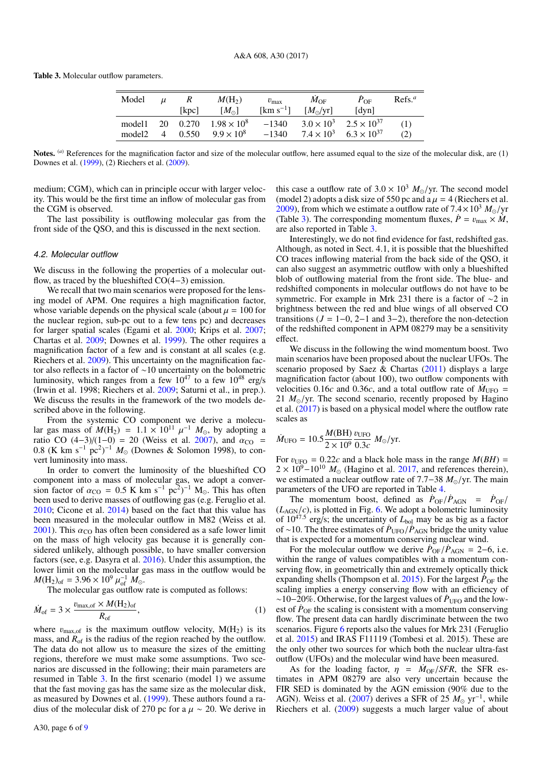Table 3. Molecular outflow parameters.

| Model | $\mu$ | $R$ [kpc] | $M(H_2)$ [$M_\odot$] | $v_{max}$ [km s$^{-1}$] | $\dot{M}_{OF}$ [$M_\odot$/yr] | $\dot{P}_{OF}$ [dyn] | Refs.[a] |
|---|---|---|---|---|---|---|---|
| model1 | 20 | 0.270 | $1.98 \times 10^8$ | $-1340$ | $3.0 \times 10^3$ | $2.5 \times 10^{37}$ | (1) |
| model2 | 4 | 0.550 | $9.9 \times 10^8$ | $-1340$ | $7.4 \times 10^3$ | $6.3 \times 10^{37}$ | (2) |

**Notes.** [(a)] References for the magnification factor and size of the molecular outflow, here assumed equal to the size of the molecular disk, are (1) Downes et al. (1999), (2) Riechers et al. (2009).

medium; CGM), which can in principle occur with larger velocity. This would be the first time an inflow of molecular gas from the CGM is observed.

The last possibility is outflowing molecular gas from the front side of the QSO, and this is discussed in the next section.

### 4.2. Molecular outflow

We discuss in the following the properties of a molecular outflow, as traced by the blueshifted CO(4−3) emission.

We recall that two main scenarios were proposed for the lensing model of APM. One requires a high magnification factor, whose variable depends on the physical scale (about $\mu = 100$ for the nuclear region, sub-pc out to a few tens pc) and decreases for larger spatial scales (Egami et al. 2000; Krips et al. 2007; Chartas et al. 2009; Downes et al. 1999). The other requires a magnification factor of a few and is constant at all scales (e.g. Riechers et al. 2009). This uncertainty on the magnification factor also reflects in a factor of ~10 uncertainty on the bolometric luminosity, which ranges from a few $10^{47}$ to a few $10^{48}$ erg/s (Irwin et al. 1998; Riechers et al. 2009; Saturni et al., in prep.). We discuss the results in the framework of the two models described above in the following.

From the systemic CO component we derive a molecular gas mass of $M(H_2) = 1.1 \times 10^{11}\ \mu^{-1}\ M_\odot$, by adopting a ratio CO (4−3)/(1−0) = 20 (Weiss et al. 2007), and $\alpha_{CO} = 0.8$ (K km s$^{-1}$ pc$^2$)$^{-1}$ $M_\odot$ (Downes & Solomon 1998), to convert luminosity into mass.

In order to convert the luminosity of the blueshifted CO component into a mass of molecular gas, we adopt a conversion factor of $\alpha_{CO} = 0.5$ K km s$^{-1}$ pc$^2$)$^{-1}$ M$_\odot$. This has often been used to derive masses of outflowing gas (e.g. Feruglio et al. 2010; Cicone et al. 2014) based on the fact that this value has been measured in the molecular outflow in M82 (Weiss et al. 2001). This $\alpha_{CO}$ has often been considered as a safe lower limit on the mass of high velocity gas because it is generally considered unlikely, although possible, to have smaller conversion factors (see, e.g. Dasyra et al. 2016). Under this assumption, the lower limit on the molecular gas mass in the outflow would be $M(H_2)_{of} = 3.96 \times 10^9\ \mu_{of}^{-1}\ M_\odot$.

The molecular gas outflow rate is computed as follows:

$$\dot{M}_{of} = 3 \times \frac{v_{max,of} \times M(H_2)_{of}}{R_{of}}, \tag{1}$$

where $v_{max,of}$ is the maximum outflow velocity, M(H$_2$) is its mass, and $R_{of}$ is the radius of the region reached by the outflow. The data do not allow us to measure the sizes of the emitting regions, therefore we must make some assumptions. Two scenarios are discussed in the following; their main parameters are resumed in Table 3. In the first scenario (model 1) we assume that the fast moving gas has the same size as the molecular disk, as measured by Downes et al. (1999). These authors found a radius of the molecular disk of 270 pc for a $\mu \sim 20$. We derive in this case a outflow rate of $3.0 \times 10^3\ M_\odot$/yr. The second model (model 2) adopts a disk size of 550 pc and a $\mu = 4$ (Riechers et al. 2009), from which we estimate a outflow rate of $7.4 \times 10^3\ M_\odot$/yr (Table 3). The corresponding momentum fluxes, $\dot{P} = v_{max} \times \dot{M}$, are also reported in Table 3.

Interestingly, we do not find evidence for fast, redshifted gas. Although, as noted in Sect. 4.1, it is possible that the blueshifted CO traces inflowing material from the back side of the QSO, it can also suggest an asymmetric outflow with only a blueshifted blob of outflowing material from the front side. The blue- and redshifted components in molecular outflows do not have to be symmetric. For example in Mrk 231 there is a factor of ~2 in brightness between the red and blue wings of all observed CO transitions ($J$ = 1−0, 2−1 and 3−2), therefore the non-detection of the redshifted component in APM 08279 may be a sensitivity effect.

We discuss in the following the wind momentum boost. Two main scenarios have been proposed about the nuclear UFOs. The scenario proposed by Saez & Chartas (2011) displays a large magnification factor (about 100), two outflow components with velocities 0.16$c$ and 0.36$c$, and a total outflow rate of $\dot{M}_{UFO} = 21\ M_\odot$/yr. The second scenario, recently proposed by Hagino et al. (2017) is based on a physical model where the outflow rate scales as

$$\dot{M}_{UFO} = 10.5 \frac{M(BH)}{2 \times 10^9} \frac{v_{UFO}}{0.3c}\ M_\odot/\text{yr}.$$

For $v_{UFO} = 0.22c$ and a black hole mass in the range $M(BH) = 2 \times 10^9 - 10^{10}\ M_\odot$ (Hagino et al. 2017, and references therein), we estimated a nuclear outflow rate of 7.7−38 $M_\odot$/yr. The main parameters of the UFO are reported in Table 4.

The momentum boost, defined as $\dot{P}_{OF}/\dot{P}_{AGN} = \dot{P}_{OF}/(L_{AGN}/c)$, is plotted in Fig. 6. We adopt a bolometric luminosity of $10^{47.5}$ erg/s; the uncertainty of $L_{bol}$ may be as big as a factor of ~10. The three estimates of $\dot{P}_{UFO}/\dot{P}_{AGN}$ bridge the unity value that is expected for a momentum conserving nuclear wind.

For the molecular outflow we derive $\dot{P}_{OF}/\dot{P}_{AGN}$ = 2−6, i.e. within the range of values compatibles with a momentum conserving flow, in geometrically thin and extremely optically thick expanding shells (Thompson et al. 2015). For the largest $\dot{P}_{OF}$ the scaling implies a energy conserving flow with an efficiency of ~10−20%. Otherwise, for the largest values of $\dot{P}_{UFO}$ and the lowest of $\dot{P}_{OF}$ the scaling is consistent with a momentum conserving flow. The present data can hardly discriminate between the two scenarios. Figure 6 reports also the values for Mrk 231 (Feruglio et al. 2015) and IRAS F11119 (Tombesi et al. 2015). These are the only other two sources for which both the nuclear ultra-fast outflow (UFOs) and the molecular wind have been measured.

As for the loading factor, $\eta = \dot{M}_{OF}/SFR$, the SFR estimates in APM 08279 are also very uncertain because the FIR SED is dominated by the AGN emission (90% due to the AGN). Weiss et al. (2007) derives a SFR of 25 $M_\odot$ yr$^{-1}$, while Riechers et al. (2009) suggests a much larger value of about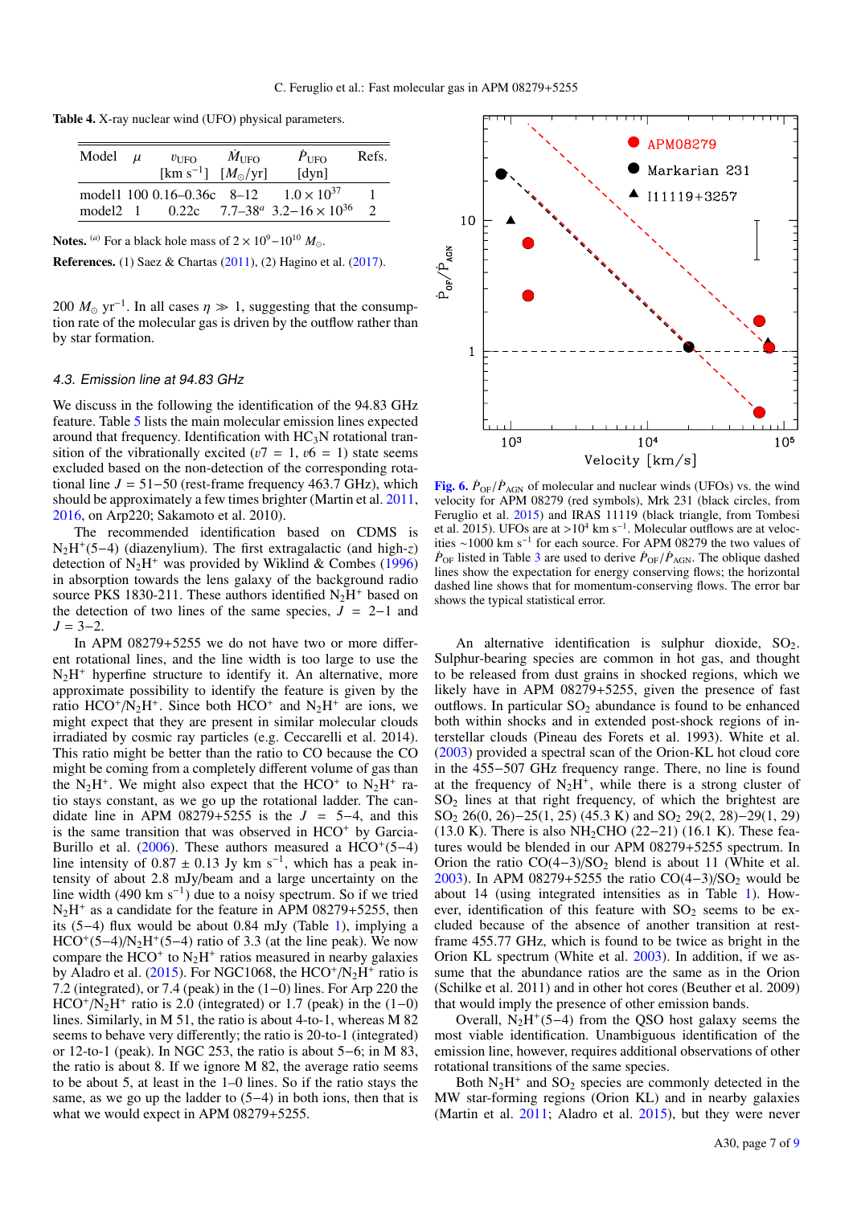**Table 4.** X-ray nuclear wind (UFO) physical parameters.

| Model | $\mu$ | $v_{\rm UFO}$ [km s$^{-1}$] | $\dot{M}_{\rm UFO}$ [$M_\odot$/yr] | $\dot{P}_{\rm UFO}$ [dyn] | Refs. |
|---|---|---|---|---|---|
| model1 | 100 | 0.16–0.36c | 8–12 | $1.0\times10^{37}$ | 1 |
| model2 | 1 | 0.22c | 7.7–38[a] | $3.2–16\times10^{36}$ | 2 |

**Notes.** [(a)] For a black hole mass of $2\times10^9$–$10^{10}$ $M_\odot$.

**References.** (1) Saez & Chartas (2011), (2) Hagino et al. (2017).

200 $M_\odot$ yr$^{-1}$. In all cases $\eta \gg 1$, suggesting that the consumption rate of the molecular gas is driven by the outflow rather than by star formation.

### 4.3. Emission line at 94.83 GHz

We discuss in the following the identification of the 94.83 GHz feature. Table 5 lists the main molecular emission lines expected around that frequency. Identification with $HC_3N$ rotational transition of the vibrationally excited ($v7 = 1$, $v6 = 1$) state seems excluded based on the non-detection of the corresponding rotational line $J = 51–50$ (rest-frame frequency 463.7 GHz), which should be approximately a few times brighter (Martin et al. 2011, 2016, on Arp220; Sakamoto et al. 2010).

The recommended identification based on CDMS is $N_2H^+$(5−4) (diazenylium). The first extragalactic (and high-$z$) detection of $N_2H^+$ was provided by Wiklind & Combes (1996) in absorption towards the lens galaxy of the background radio source PKS 1830-211. These authors identified $N_2H^+$ based on the detection of two lines of the same species, $J = 2–1$ and $J = 3–2$.

In APM 08279+5255 we do not have two or more different rotational lines, and the line width is too large to use the $N_2H^+$ hyperfine structure to identify it. An alternative, more approximate possibility to identify the feature is given by the ratio $HCO^+/N_2H^+$. Since both $HCO^+$ and $N_2H^+$ are ions, we might expect that they are present in similar molecular clouds irradiated by cosmic ray particles (e.g. Ceccarelli et al. 2014). This ratio might be better than the ratio to CO because the CO might be coming from a completely different volume of gas than the $N_2H^+$. We might also expect that the $HCO^+$ to $N_2H^+$ ratio stays constant, as we go up the rotational ladder. The candidate line in APM 08279+5255 is the $J = 5–4$, and this is the same transition that was observed in $HCO^+$ by Garcia-Burillo et al. (2006). These authors measured a $HCO^+$(5−4) line intensity of $0.87 \pm 0.13$ Jy km s$^{-1}$, which has a peak intensity of about 2.8 mJy/beam and a large uncertainty on the line width (490 km s$^{-1}$) due to a noisy spectrum. So if we tried $N_2H^+$ as a candidate for the feature in APM 08279+5255, then its (5−4) flux would be about 0.84 mJy (Table 1), implying a $HCO^+$(5−4)/$N_2H^+$(5−4) ratio of 3.3 (at the line peak). We now compare the $HCO^+$ to $N_2H^+$ ratios measured in nearby galaxies by Aladro et al. (2015). For NGC1068, the $HCO^+/N_2H^+$ ratio is 7.2 (integrated), or 7.4 (peak) in the (1−0) lines. For Arp 220 the $HCO^+/N_2H^+$ ratio is 2.0 (integrated) or 1.7 (peak) in the (1−0) lines. Similarly, in M 51, the ratio is about 4-to-1, whereas M 82 seems to behave very differently; the ratio is 20-to-1 (integrated) or 12-to-1 (peak). In NGC 253, the ratio is about 5–6; in M 83, the ratio is about 8. If we ignore M 82, the average ratio seems to be about 5, at least in the 1–0 lines. So if the ratio stays the same, as we go up the ladder to (5−4) in both ions, then that is what we would expect in APM 08279+5255.

**Fig. 6.** $\dot{P}_{\rm OF}/\dot{P}_{\rm AGN}$ of molecular and nuclear winds (UFOs) vs. the wind velocity for APM 08279 (red symbols), Mrk 231 (black circles, from Feruglio et al. 2015) and IRAS 11119 (black triangle, from Tombesi et al. 2015). UFOs are at $>10^4$ km s$^{-1}$. Molecular outflows are at velocities ~1000 km s$^{-1}$ for each source. For APM 08279 the two values of $\dot{P}_{\rm OF}$ listed in Table 3 are used to derive $\dot{P}_{\rm OF}/\dot{P}_{\rm AGN}$. The oblique dashed lines show the expectation for energy conserving flows; the horizontal dashed line shows that for momentum-conserving flows. The error bar shows the typical statistical error.

An alternative identification is sulphur dioxide, $SO_2$. Sulphur-bearing species are common in hot gas, and thought to be released from dust grains in shocked regions, which we likely have in APM 08279+5255, given the presence of fast outflows. In particular $SO_2$ abundance is found to be enhanced both within shocks and in extended post-shock regions of interstellar clouds (Pineau des Forets et al. 1993). White et al. (2003) provided a spectral scan of the Orion-KL hot cloud core in the 455–507 GHz frequency range. There, no line is found at the frequency of $N_2H^+$, while there is a strong cluster of $SO_2$ lines at that right frequency, of which the brightest are $SO_2$ 26(0, 26)–25(1, 25) (45.3 K) and $SO_2$ 29(2, 28)–29(1, 29) (13.0 K). There is also $NH_2CHO$ (22–21) (16.1 K). These features would be blended in our APM 08279+5255 spectrum. In Orion the ratio CO(4−3)/$SO_2$ blend is about 11 (White et al. 2003). In APM 08279+5255 the ratio CO(4−3)/$SO_2$ would be about 14 (using integrated intensities as in Table 1). However, identification of this feature with $SO_2$ seems to be excluded because of the absence of another transition at rest-frame 455.77 GHz, which is found to be twice as bright in the Orion KL spectrum (White et al. 2003). In addition, if we assume that the abundance ratios are the same as in the Orion (Schilke et al. 2011) and in other hot cores (Beuther et al. 2009) that would imply the presence of other emission bands.

Overall, $N_2H^+$(5−4) from the QSO host galaxy seems the most viable identification. Unambiguous identification of the emission line, however, requires additional observations of other rotational transitions of the same species.

Both $N_2H^+$ and $SO_2$ species are commonly detected in the MW star-forming regions (Orion KL) and in nearby galaxies (Martin et al. 2011; Aladro et al. 2015), but they were never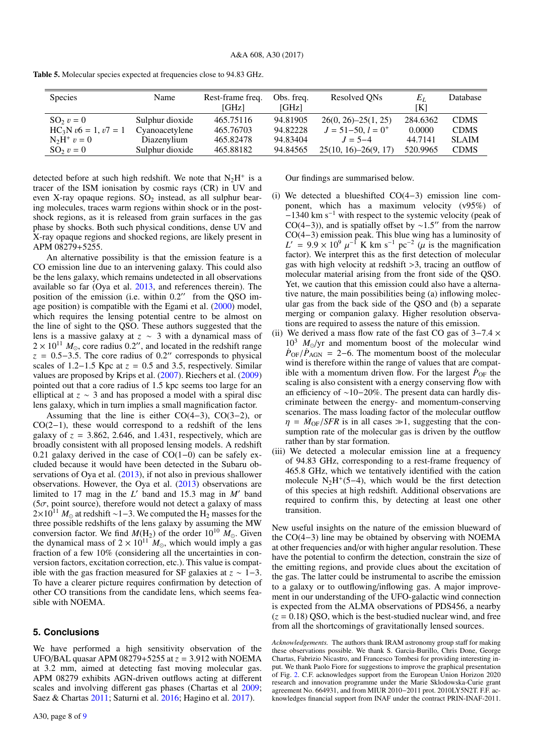**Table 5.** Molecular species expected at frequencies close to 94.83 GHz.

| Species | Name | Rest-frame freq. [GHz] | Obs. freq. [GHz] | Resolved QNs | $E_L$ [K] | Database |
|---|---|---|---|---|---|---|
| $SO_2$ $v = 0$ | Sulphur dioxide | 465.75116 | 94.81905 | 26(0, 26)–25(1, 25) | 284.6362 | CDMS |
| $HC_3N$ $v6 = 1$, $v7 = 1$ | Cyanoacetylene | 465.76703 | 94.82228 | $J = 51$–$50$, $l = 0^+$ | 0.0000 | CDMS |
| $N_2H^+$ $v = 0$ | Diazenylium | 465.82478 | 94.83404 | $J = 5$–$4$ | 44.7141 | SLAIM |
| $SO_2$ $v = 0$ | Sulphur dioxide | 465.88182 | 94.84565 | 25(10, 16)–26(9, 17) | 520.9965 | CDMS |

detected before at such high redshift. We note that $N_2H^+$ is a tracer of the ISM ionisation by cosmic rays (CR) in UV and even X-ray opaque regions. $SO_2$ instead, as all sulphur bearing molecules, traces warm regions within shock or in the post-shock regions, as it is released from grain surfaces in the gas phase by shocks. Both such physical conditions, dense UV and X-ray opaque regions and shocked regions, are likely present in APM 08279+5255.

An alternative possibility is that the emission feature is a CO emission line due to an intervening galaxy. This could also be the lens galaxy, which remains undetected in all observations available so far (Oya et al. 2013, and references therein). The position of the emission (i.e. within 0.2″ from the QSO image position) is compatible with the Egami et al. (2000) model, which requires the lensing potential centre to be almost on the line of sight to the QSO. These authors suggested that the lens is a massive galaxy at $z \sim 3$ with a dynamical mass of $2 \times 10^{11}$ $M_{\odot}$, core radius 0.2″, and located in the redshift range $z = 0.5$–$3.5$. The core radius of 0.2″ corresponds to physical scales of 1.2–1.5 Kpc at $z = 0.5$ and 3.5, respectively. Similar values are proposed by Krips et al. (2007). Riechers et al. (2009) pointed out that a core radius of 1.5 kpc seems too large for an elliptical at $z \sim 3$ and has proposed a model with a spiral disc lens galaxy, which in turn implies a small magnification factor.

Assuming that the line is either CO(4−3), CO(3−2), or CO(2−1), these would correspond to a redshift of the lens galaxy of $z = 3.862$, 2.646, and 1.431, respectively, which are broadly consistent with all proposed lensing models. A redshift 0.21 galaxy derived in the case of CO(1−0) can be safely excluded because it would have been detected in the Subaru observations of Oya et al. (2013), if not also in previous shallower observations. However, the Oya et al. (2013) observations are limited to 17 mag in the $L'$ band and 15.3 mag in $M'$ band ($5\sigma$, point source), therefore would not detect a galaxy of mass $2 \times 10^{11}$ $M_{\odot}$ at redshift ∼1−3. We computed the $H_2$ masses for the three possible redshifts of the lens galaxy by assuming the MW conversion factor. We find $M(H_2)$ of the order $10^{10}$ $M_{\odot}$. Given the dynamical mass of $2 \times 10^{11}$ $M_{\odot}$, which would imply a gas fraction of a few 10% (considering all the uncertainties in conversion factors, excitation correction, etc.). This value is compatible with the gas fraction measured for SF galaxies at $z \sim 1$–$3$. To have a clearer picture requires confirmation by detection of other CO transitions from the candidate lens, which seems feasible with NOEMA.

## 5. Conclusions

We have performed a high sensitivity observation of the UFO/BAL quasar APM 08279+5255 at $z = 3.912$ with NOEMA at 3.2 mm, aimed at detecting fast moving molecular gas. APM 08279 exhibits AGN-driven outflows acting at different scales and involving different gas phases (Chartas et al 2009; Saez & Chartas 2011; Saturni et al. 2016; Hagino et al. 2017).

Our findings are summarised below.

(i) We detected a blueshifted CO(4−3) emission line component, which has a maximum velocity (v95%) of $-1340$ km s$^{-1}$ with respect to the systemic velocity (peak of CO(4−3)), and is spatially offset by ∼1.5″ from the narrow CO(4−3) emission peak. This blue wing has a luminosity of $L' = 9.9 \times 10^9$ $\mu^{-1}$ K km s$^{-1}$ pc$^{-2}$ ($\mu$ is the magnification factor). We interpret this as the first detection of molecular gas with high velocity at redshift >3, tracing an outflow of molecular material arising from the front side of the QSO. Yet, we caution that this emission could also have a alternative nature, the main possibilities being (a) inflowing molecular gas from the back side of the QSO and (b) a separate merging or companion galaxy. Higher resolution observations are required to assess the nature of this emission.

(ii) We derived a mass flow rate of the fast CO gas of $3$–$7.4 \times 10^3$ $M_{\odot}$/yr and momentum boost of the molecular wind $\dot{P}_{OF}/\dot{P}_{AGN} = 2$–$6$. The momentum boost of the molecular wind is therefore within the range of values that are compatible with a momentum driven flow. For the largest $\dot{P}_{OF}$ the scaling is also consistent with a energy conserving flow with an efficiency of ∼10−20%. The present data can hardly discriminate between the energy- and momentum-conserving scenarios. The mass loading factor of the molecular outflow $\eta = \dot{M}_{OF}/SFR$ is in all cases ≫1, suggesting that the consumption rate of the molecular gas is driven by the outflow rather than by star formation.

(iii) We detected a molecular emission line at a frequency of 94.83 GHz, corresponding to a rest-frame frequency of 465.8 GHz, which we tentatively identified with the cation molecule $N_2H^+$(5−4), which would be the first detection of this species at high redshift. Additional observations are required to confirm this, by detecting at least one other transition.

New useful insights on the nature of the emission blueward of the CO(4−3) line may be obtained by observing with NOEMA at other frequencies and/or with higher angular resolution. These have the potential to confirm the detection, constrain the size of the emitting regions, and provide clues about the excitation of the gas. The latter could be instrumental to ascribe the emission to a galaxy or to outflowing/inflowing gas. A major improvement in our understanding of the UFO-galactic wind connection is expected from the ALMA observations of PDS456, a nearby ($z = 0.18$) QSO, which is the best-studied nuclear wind, and free from all the shortcomings of gravitationally lensed sources.

*Acknowledgements.* The authors thank IRAM astronomy group staff for making these observations possible. We thank S. Garcia-Burillo, Chris Done, George Chartas, Fabrizio Nicastro, and Francesco Tombesi for providing interesting input. We thank Paolo Fiore for suggestions to improve the graphical presentation of Fig. 2. C.F. acknowledges support from the European Union Horizon 2020 research and innovation programme under the Marie Sklodowska-Curie grant agreement No. 664931, and from MIUR 2010−2011 prot. 2010LY5N2T. F.F. acknowledges financial support from INAF under the contract PRIN-INAF-2011.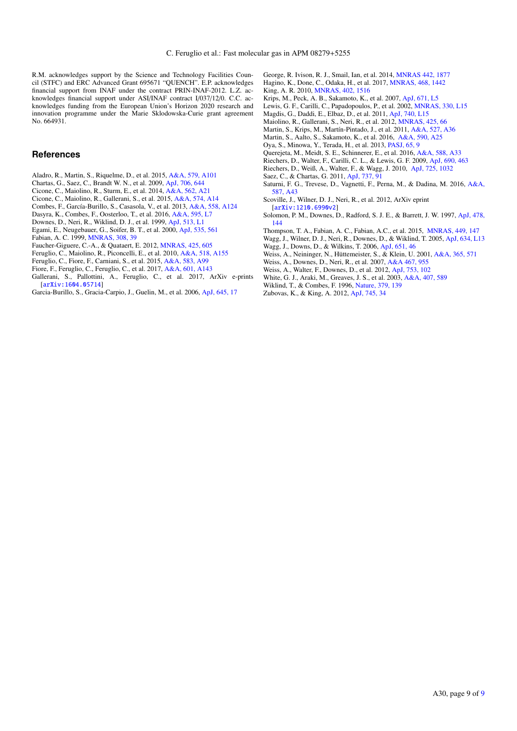R.M. acknowledges support by the Science and Technology Facilities Council (STFC) and ERC Advanced Grant 695671 "QUENCH". E.P. acknowledges financial support from INAF under the contract PRIN-INAF-2012. L.Z. acknowledges financial support under ASI/INAF contract I/037/12/0. C.C. acknowledges funding from the European Union's Horizon 2020 research and innovation programme under the Marie Sklodowska-Curie grant agreement No. 664931.

## References

Aladro, R., Martin, S., Riquelme, D., et al. 2015, A&A, 579, A101
Chartas, G., Saez, C., Brandt W. N., et al. 2009, ApJ, 706, 644
Cicone, C., Maiolino, R., Sturm, E., et al. 2014, A&A, 562, A21
Cicone, C., Maiolino, R., Gallerani, S., et al. 2015, A&A, 574, A14
Combes, F., García-Burillo, S., Casasola, V., et al. 2013, A&A, 558, A124
Dasyra, K., Combes, F., Oosterloo, T., et al. 2016, A&A, 595, L7
Downes, D., Neri, R., Wiklind, D. J., et al. 1999, ApJ, 513, L1
Egami, E., Neugebauer, G., Soifer, B. T., et al. 2000, ApJ, 535, 561
Fabian, A. C. 1999, MNRAS, 308, 39
Faucher-Giguere, C.-A., & Quataert, E. 2012, MNRAS, 425, 605
Feruglio, C., Maiolino, R., Piconcelli, E., et al. 2010, A&A, 518, A155
Feruglio, C., Fiore, F., Carniani, S., et al. 2015, A&A, 583, A99
Fiore, F., Feruglio, C., Feruglio, C., et al. 2017, A&A, 601, A143
Gallerani, S., Pallottini, A., Feruglio, C., et al. 2017, ArXiv e-prints [arXiv:1604.05714]
Garcia-Burillo, S., Gracia-Carpio, J., Guelin, M., et al. 2006, ApJ, 645, 17
George, R. Ivison, R. J., Smail, Ian, et al. 2014, MNRAS 442, 1877
Hagino, K., Done, C., Odaka, H., et al. 2017, MNRAS, 468, 1442
King, A. R. 2010, MNRAS, 402, 1516
Krips, M., Peck, A. B., Sakamoto, K., et al. 2007, ApJ, 671, L5
Lewis, G. F., Carilli, C., Papadopoulos, P., et al. 2002, MNRAS, 330, L15
Magdis, G., Daddi, E., Elbaz, D., et al. 2011, ApJ, 740, L15
Maiolino, R., Gallerani, S., Neri, R., et al. 2012, MNRAS, 425, 66
Martin, S., Krips, M., Martín-Pintado, J., et al. 2011, A&A, 527, A36
Martin, S., Aalto, S., Sakamoto, K., et al. 2016, A&A, 590, A25
Oya, S., Minowa, Y., Terada, H., et al. 2013, PASJ, 65, 9
Querejeta, M., Meidt, S. E., Schinnerer, E., et al. 2016, A&A, 588, A33
Riechers, D., Walter, F., Carilli, C. L., & Lewis, G. F. 2009, ApJ, 690, 463
Riechers, D., Weiß, A., Walter, F., & Wagg, J. 2010, ApJ, 725, 1032
Saez, C., & Chartas, G. 2011, ApJ, 737, 91
Saturni, F. G., Trevese, D., Vagnetti, F., Perna, M., & Dadina, M. 2016, A&A, 587, A43
Scoville, J., Wilner, D. J., Neri, R., et al. 2012, ArXiv eprint [arXiv:1210.6990v2]
Solomon, P. M., Downes, D., Radford, S. J. E., & Barrett, J. W. 1997, ApJ, 478, 144
Thompson, T. A., Fabian, A. C., Fabian, A.C., et al. 2015, MNRAS, 449, 147
Wagg, J., Wilner, D. J., Neri, R., Downes, D., & Wiklind, T. 2005, ApJ, 634, L13
Wagg, J., Downs, D., & Wilkins, T. 2006, ApJ, 651, 46
Weiss, A., Neininger, N., Hüttemeister, S., & Klein, U. 2001, A&A, 365, 571
Weiss, A., Downes, D., Neri, R., et al. 2007, A&A 467, 955
Weiss, A., Walter, F., Downes, D., et al. 2012, ApJ, 753, 102
White, G. J., Araki, M., Greaves, J. S., et al. 2003, A&A, 407, 589
Wiklind, T., & Combes, F. 1996, Nature, 379, 139
Zubovas, K., & King, A. 2012, ApJ, 745, 34